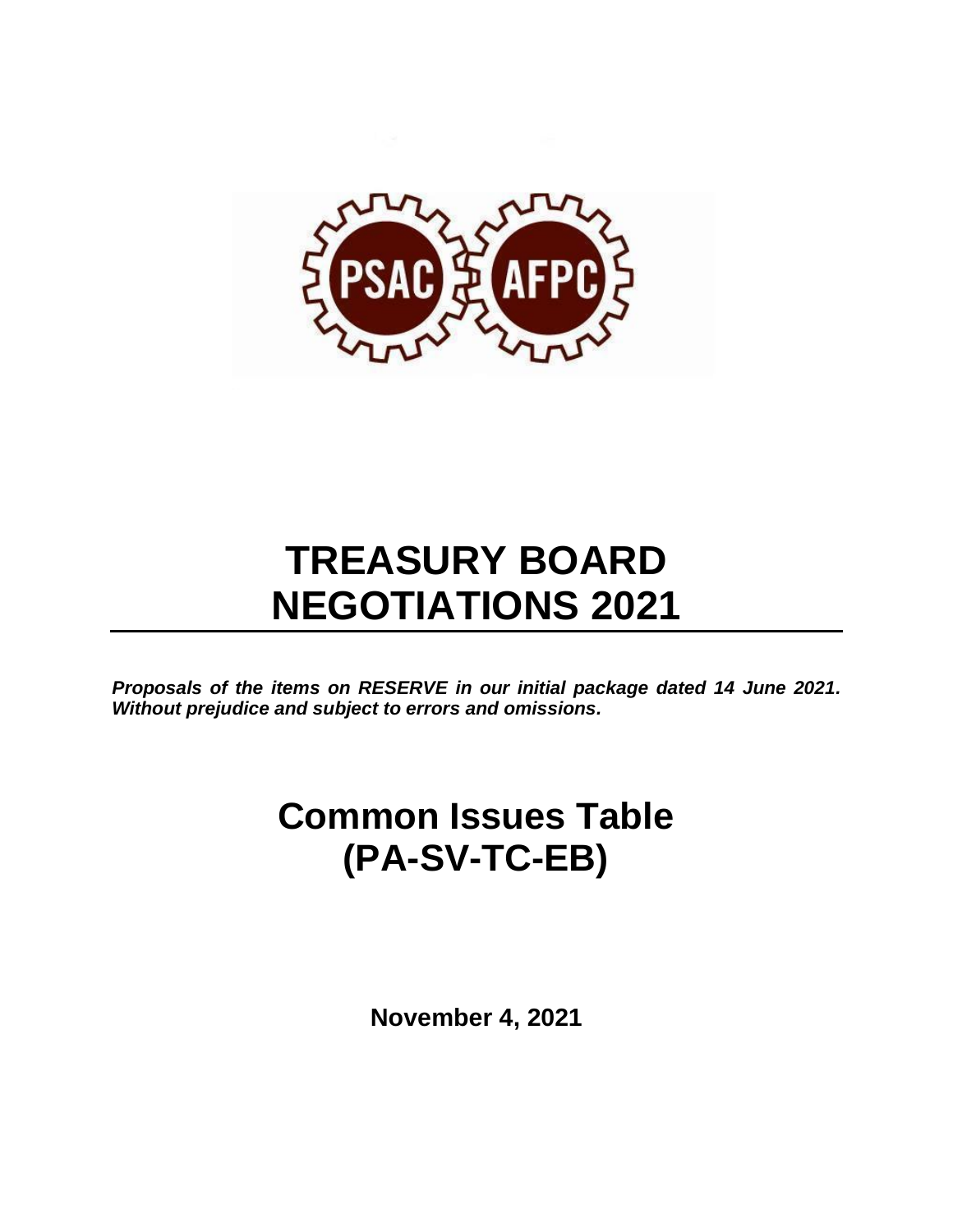# TREASURY BOARD NEGOTIATIONS 2021

***Proposals of the items on RESERVE in our initial package dated 14 June 2021. Without prejudice and subject to errors and omissions.***

# Common Issues Table (PA-SV-TC-EB)

**November 4, 2021**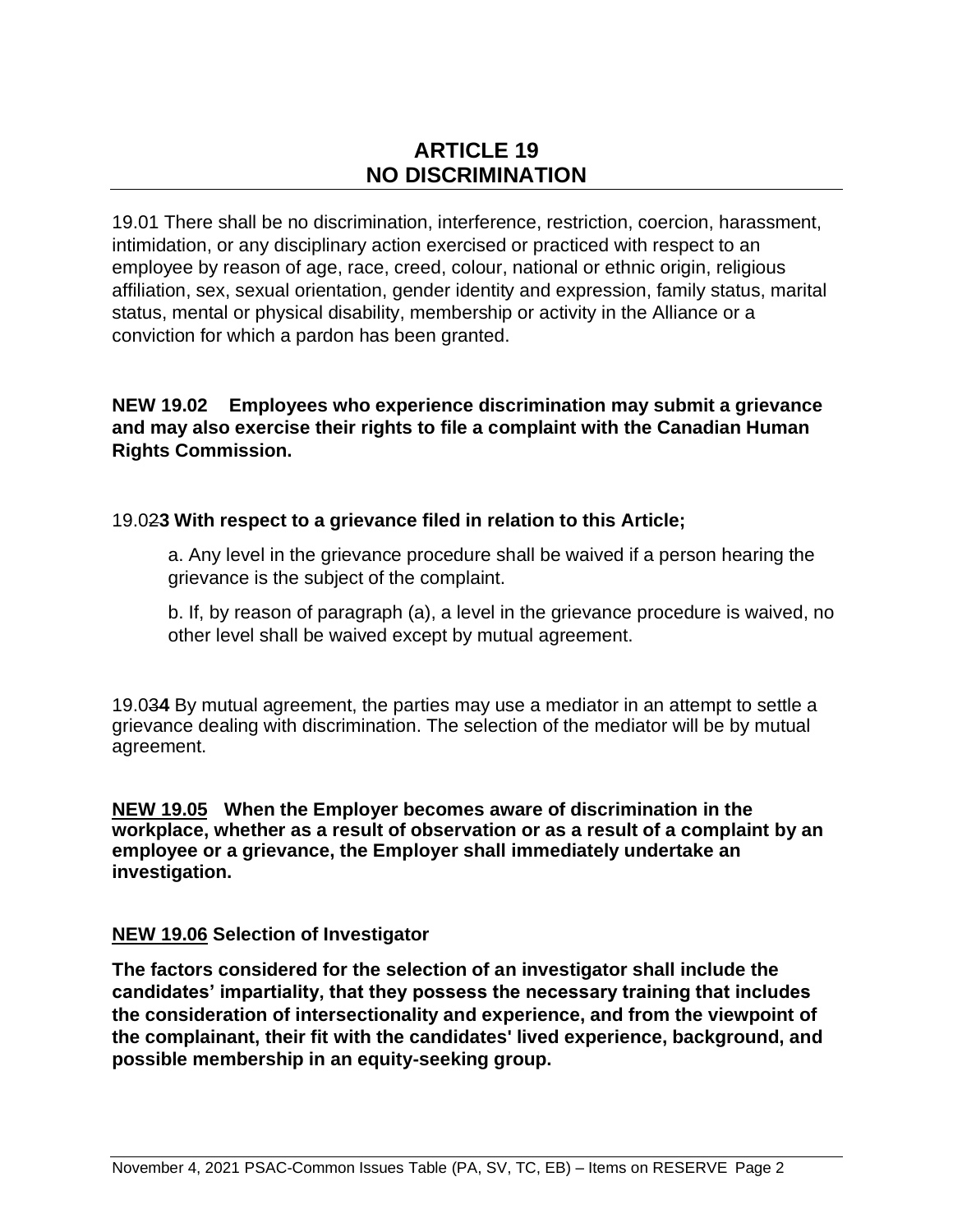# ARTICLE 19
# NO DISCRIMINATION

19.01 There shall be no discrimination, interference, restriction, coercion, harassment, intimidation, or any disciplinary action exercised or practiced with respect to an employee by reason of age, race, creed, colour, national or ethnic origin, religious affiliation, sex, sexual orientation, gender identity and expression, family status, marital status, mental or physical disability, membership or activity in the Alliance or a conviction for which a pardon has been granted.

**NEW 19.02 Employees who experience discrimination may submit a grievance and may also exercise their rights to file a complaint with the Canadian Human Rights Commission.**

19.0~~2~~**3 With respect to a grievance filed in relation to this Article;**

a. Any level in the grievance procedure shall be waived if a person hearing the grievance is the subject of the complaint.

b. If, by reason of paragraph (a), a level in the grievance procedure is waived, no other level shall be waived except by mutual agreement.

19.0~~3~~**4** By mutual agreement, the parties may use a mediator in an attempt to settle a grievance dealing with discrimination. The selection of the mediator will be by mutual agreement.

**NEW 19.05 When the Employer becomes aware of discrimination in the workplace, whether as a result of observation or as a result of a complaint by an employee or a grievance, the Employer shall immediately undertake an investigation.**

**NEW 19.06 Selection of Investigator**

**The factors considered for the selection of an investigator shall include the candidates' impartiality, that they possess the necessary training that includes the consideration of intersectionality and experience, and from the viewpoint of the complainant, their fit with the candidates' lived experience, background, and possible membership in an equity-seeking group.**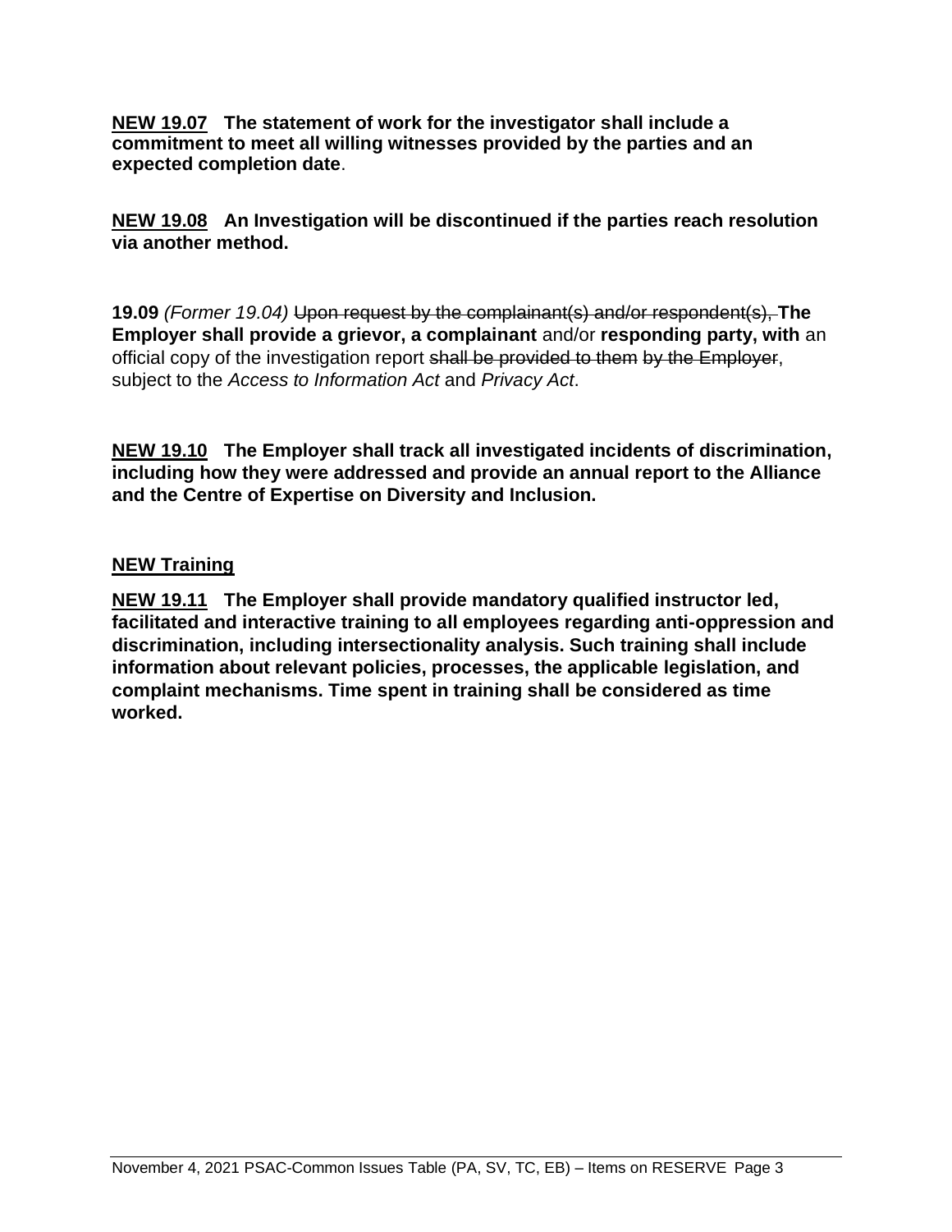**<u>NEW 19.07</u> The statement of work for the investigator shall include a commitment to meet all willing witnesses provided by the parties and an expected completion date**.

**<u>NEW 19.08</u> An Investigation will be discontinued if the parties reach resolution via another method.**

**19.09** *(Former 19.04)* ~~Upon request by the complainant(s) and/or respondent(s),~~ **The Employer shall provide a grievor, a complainant** and/or **responding party, with** an official copy of the investigation report ~~shall be provided to them~~ ~~by the Employer~~, subject to the *Access to Information Act* and *Privacy Act*.

**<u>NEW 19.10</u> The Employer shall track all investigated incidents of discrimination, including how they were addressed and provide an annual report to the Alliance and the Centre of Expertise on Diversity and Inclusion.**

**<u>NEW Training</u>**

**<u>NEW 19.11</u> The Employer shall provide mandatory qualified instructor led, facilitated and interactive training to all employees regarding anti-oppression and discrimination, including intersectionality analysis. Such training shall include information about relevant policies, processes, the applicable legislation, and complaint mechanisms. Time spent in training shall be considered as time worked.**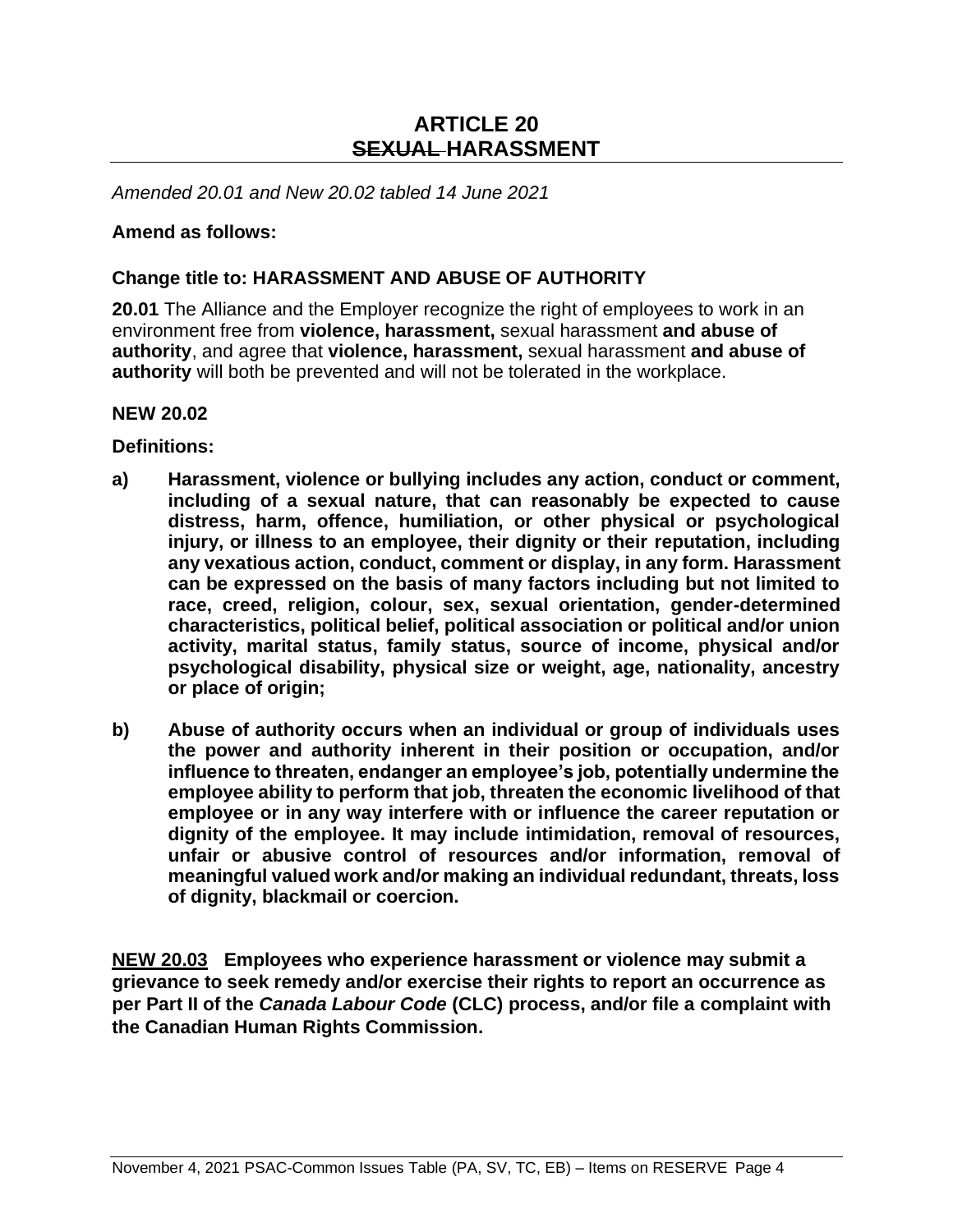# ARTICLE 20
# ~~SEXUAL~~ HARASSMENT

*Amended 20.01 and New 20.02 tabled 14 June 2021*

**Amend as follows:**

**Change title to: HARASSMENT AND ABUSE OF AUTHORITY**

**20.01** The Alliance and the Employer recognize the right of employees to work in an environment free from **violence, harassment,** sexual harassment **and abuse of authority**, and agree that **violence, harassment,** sexual harassment **and abuse of authority** will both be prevented and will not be tolerated in the workplace.

**NEW 20.02**

**Definitions:**

**a) Harassment, violence or bullying includes any action, conduct or comment, including of a sexual nature, that can reasonably be expected to cause distress, harm, offence, humiliation, or other physical or psychological injury, or illness to an employee, their dignity or their reputation, including any vexatious action, conduct, comment or display, in any form. Harassment can be expressed on the basis of many factors including but not limited to race, creed, religion, colour, sex, sexual orientation, gender-determined characteristics, political belief, political association or political and/or union activity, marital status, family status, source of income, physical and/or psychological disability, physical size or weight, age, nationality, ancestry or place of origin;**

**b) Abuse of authority occurs when an individual or group of individuals uses the power and authority inherent in their position or occupation, and/or influence to threaten, endanger an employee's job, potentially undermine the employee ability to perform that job, threaten the economic livelihood of that employee or in any way interfere with or influence the career reputation or dignity of the employee. It may include intimidation, removal of resources, unfair or abusive control of resources and/or information, removal of meaningful valued work and/or making an individual redundant, threats, loss of dignity, blackmail or coercion.**

**<u>NEW 20.03</u> Employees who experience harassment or violence may submit a grievance to seek remedy and/or exercise their rights to report an occurrence as per Part II of the *Canada Labour Code* (CLC) process, and/or file a complaint with the Canadian Human Rights Commission.**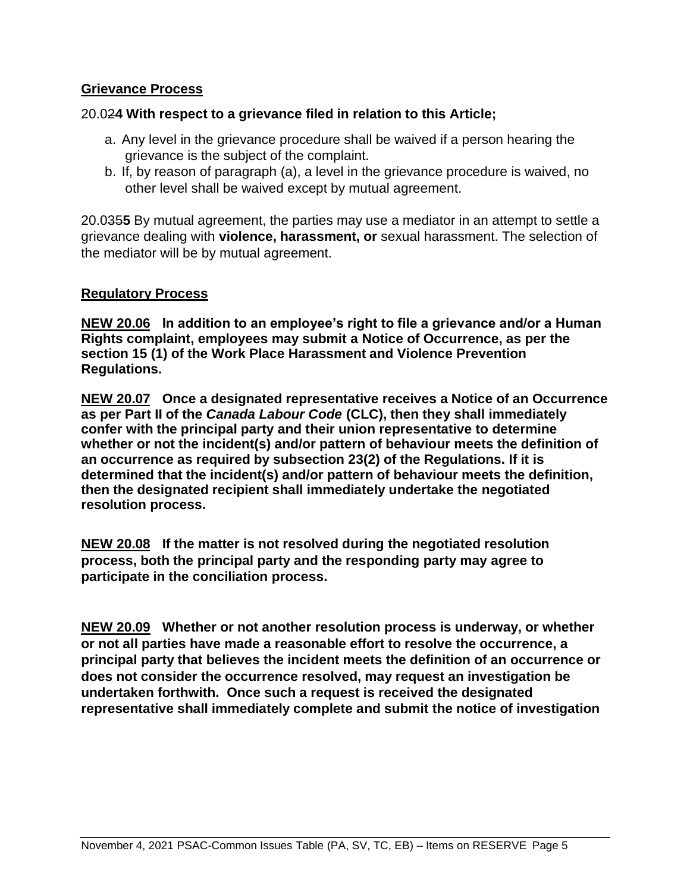**Grievance Process**

20.0~~2~~**4 With respect to a grievance filed in relation to this Article;**

a. Any level in the grievance procedure shall be waived if a person hearing the grievance is the subject of the complaint.
b. If, by reason of paragraph (a), a level in the grievance procedure is waived, no other level shall be waived except by mutual agreement.

20.0~~35~~**5** By mutual agreement, the parties may use a mediator in an attempt to settle a grievance dealing with **violence, harassment, or** sexual harassment. The selection of the mediator will be by mutual agreement.

**Regulatory Process**

**NEW 20.06 In addition to an employee's right to file a grievance and/or a Human Rights complaint, employees may submit a Notice of Occurrence, as per the section 15 (1) of the Work Place Harassment and Violence Prevention Regulations.**

**NEW 20.07 Once a designated representative receives a Notice of an Occurrence as per Part II of the *Canada Labour Code* (CLC), then they shall immediately confer with the principal party and their union representative to determine whether or not the incident(s) and/or pattern of behaviour meets the definition of an occurrence as required by subsection 23(2) of the Regulations. If it is determined that the incident(s) and/or pattern of behaviour meets the definition, then the designated recipient shall immediately undertake the negotiated resolution process.**

**NEW 20.08 If the matter is not resolved during the negotiated resolution process, both the principal party and the responding party may agree to participate in the conciliation process.**

**NEW 20.09 Whether or not another resolution process is underway, or whether or not all parties have made a reasonable effort to resolve the occurrence, a principal party that believes the incident meets the definition of an occurrence or does not consider the occurrence resolved, may request an investigation be undertaken forthwith. Once such a request is received the designated representative shall immediately complete and submit the notice of investigation**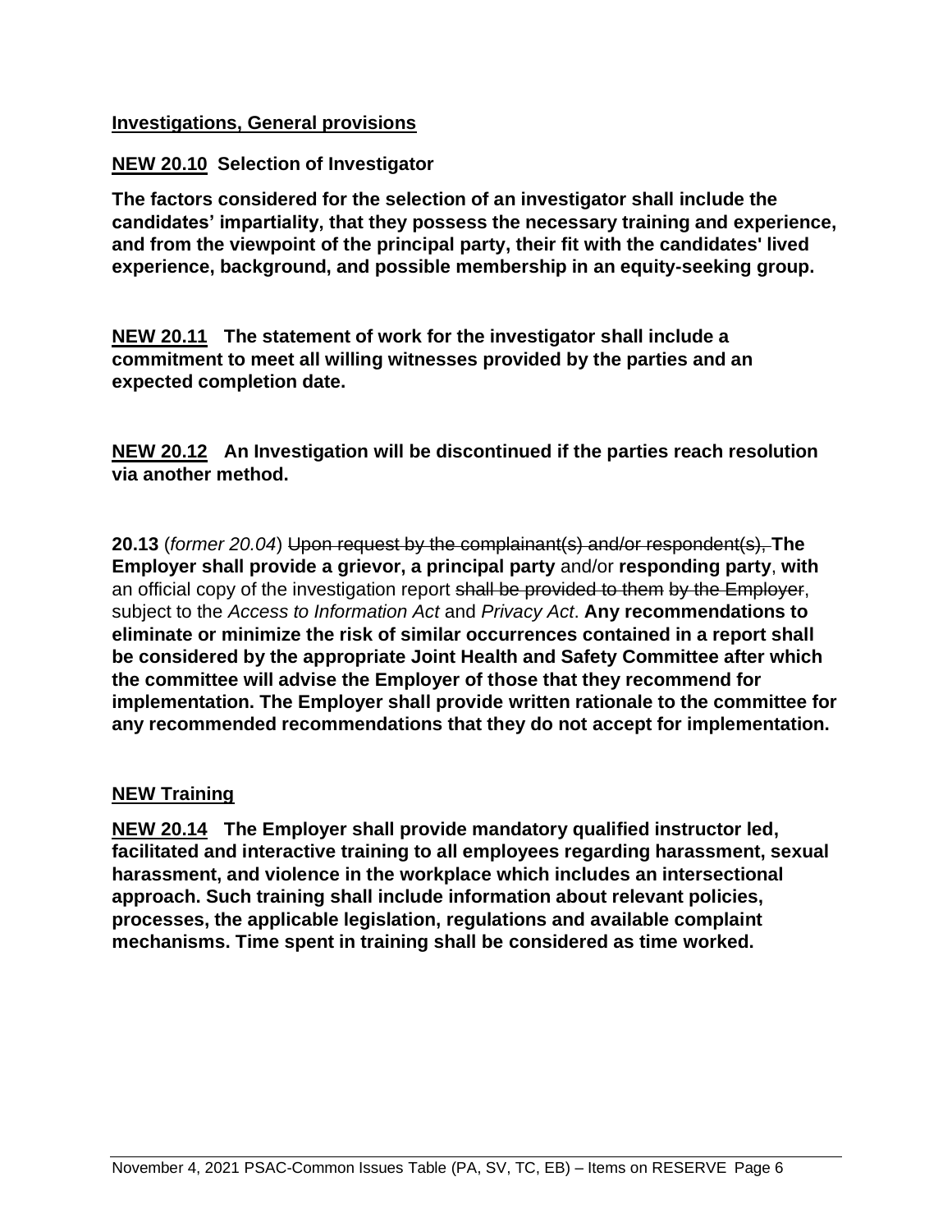**Investigations, General provisions**

**NEW 20.10 Selection of Investigator**

**The factors considered for the selection of an investigator shall include the candidates' impartiality, that they possess the necessary training and experience, and from the viewpoint of the principal party, their fit with the candidates' lived experience, background, and possible membership in an equity-seeking group.**

**NEW 20.11 The statement of work for the investigator shall include a commitment to meet all willing witnesses provided by the parties and an expected completion date.**

**NEW 20.12 An Investigation will be discontinued if the parties reach resolution via another method.**

**20.13** (*former 20.04*) ~~Upon request by the complainant(s) and/or respondent(s),~~ **The Employer shall provide a grievor, a principal party** and/or **responding party**, **with** an official copy of the investigation report ~~shall be provided to them~~ ~~by the Employer~~, subject to the *Access to Information Act* and *Privacy Act*. **Any recommendations to eliminate or minimize the risk of similar occurrences contained in a report shall be considered by the appropriate Joint Health and Safety Committee after which the committee will advise the Employer of those that they recommend for implementation. The Employer shall provide written rationale to the committee for any recommended recommendations that they do not accept for implementation.**

**NEW Training**

**NEW 20.14 The Employer shall provide mandatory qualified instructor led, facilitated and interactive training to all employees regarding harassment, sexual harassment, and violence in the workplace which includes an intersectional approach. Such training shall include information about relevant policies, processes, the applicable legislation, regulations and available complaint mechanisms. Time spent in training shall be considered as time worked.**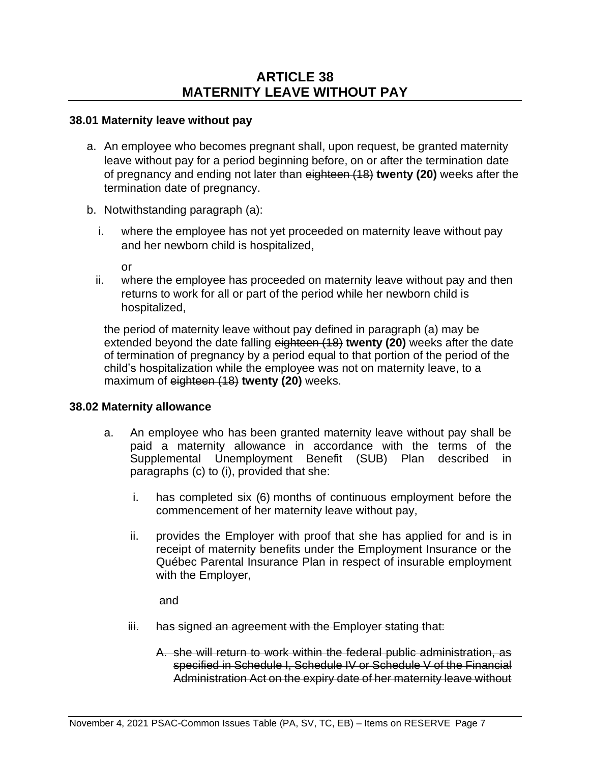# ARTICLE 38
# MATERNITY LEAVE WITHOUT PAY

### 38.01 Maternity leave without pay

a. An employee who becomes pregnant shall, upon request, be granted maternity leave without pay for a period beginning before, on or after the termination date of pregnancy and ending not later than ~~eighteen (18)~~ **twenty (20)** weeks after the termination date of pregnancy.

b. Notwithstanding paragraph (a):

   i. where the employee has not yet proceeded on maternity leave without pay and her newborn child is hospitalized,

   or

   ii. where the employee has proceeded on maternity leave without pay and then returns to work for all or part of the period while her newborn child is hospitalized,

   the period of maternity leave without pay defined in paragraph (a) may be extended beyond the date falling ~~eighteen (18)~~ **twenty (20)** weeks after the date of termination of pregnancy by a period equal to that portion of the period of the child's hospitalization while the employee was not on maternity leave, to a maximum of ~~eighteen (18)~~ **twenty (20)** weeks.

### 38.02 Maternity allowance

a. An employee who has been granted maternity leave without pay shall be paid a maternity allowance in accordance with the terms of the Supplemental Unemployment Benefit (SUB) Plan described in paragraphs (c) to (i), provided that she:

   i. has completed six (6) months of continuous employment before the commencement of her maternity leave without pay,

   ii. provides the Employer with proof that she has applied for and is in receipt of maternity benefits under the Employment Insurance or the Québec Parental Insurance Plan in respect of insurable employment with the Employer,

   and

   ~~iii. has signed an agreement with the Employer stating that:~~

   ~~A. she will return to work within the federal public administration, as specified in Schedule I, Schedule IV or Schedule V of the Financial Administration Act on the expiry date of her maternity leave without~~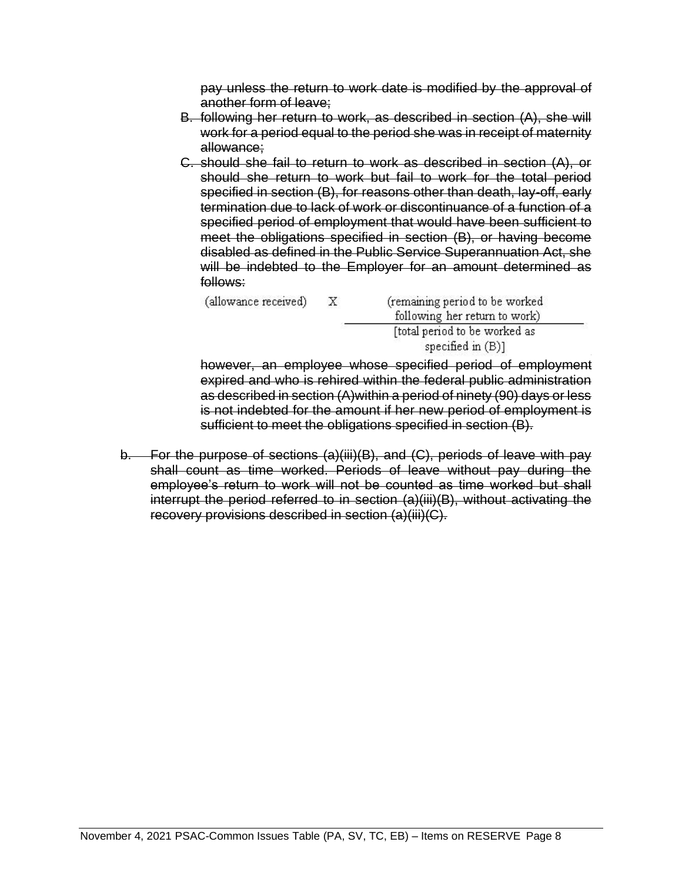~~pay unless the return to work date is modified by the approval of another form of leave;~~

~~B. following her return to work, as described in section (A), she will work for a period equal to the period she was in receipt of maternity allowance;~~

~~C. should she fail to return to work as described in section (A), or should she return to work but fail to work for the total period specified in section (B), for reasons other than death, lay-off, early termination due to lack of work or discontinuance of a function of a specified period of employment that would have been sufficient to meet the obligations specified in section (B), or having become disabled as defined in the Public Service Superannuation Act, she will be indebted to the Employer for an amount determined as follows:~~

$$\text{(allowance received)} \quad \times \quad \frac{\text{(remaining period to be worked following her return to work)}}{\text{[total period to be worked as specified in (B)]}}$$

~~however, an employee whose specified period of employment expired and who is rehired within the federal public administration as described in section (A)within a period of ninety (90) days or less is not indebted for the amount if her new period of employment is sufficient to meet the obligations specified in section (B).~~

~~b. For the purpose of sections (a)(iii)(B), and (C), periods of leave with pay shall count as time worked. Periods of leave without pay during the employee's return to work will not be counted as time worked but shall interrupt the period referred to in section (a)(iii)(B), without activating the recovery provisions described in section (a)(iii)(C).~~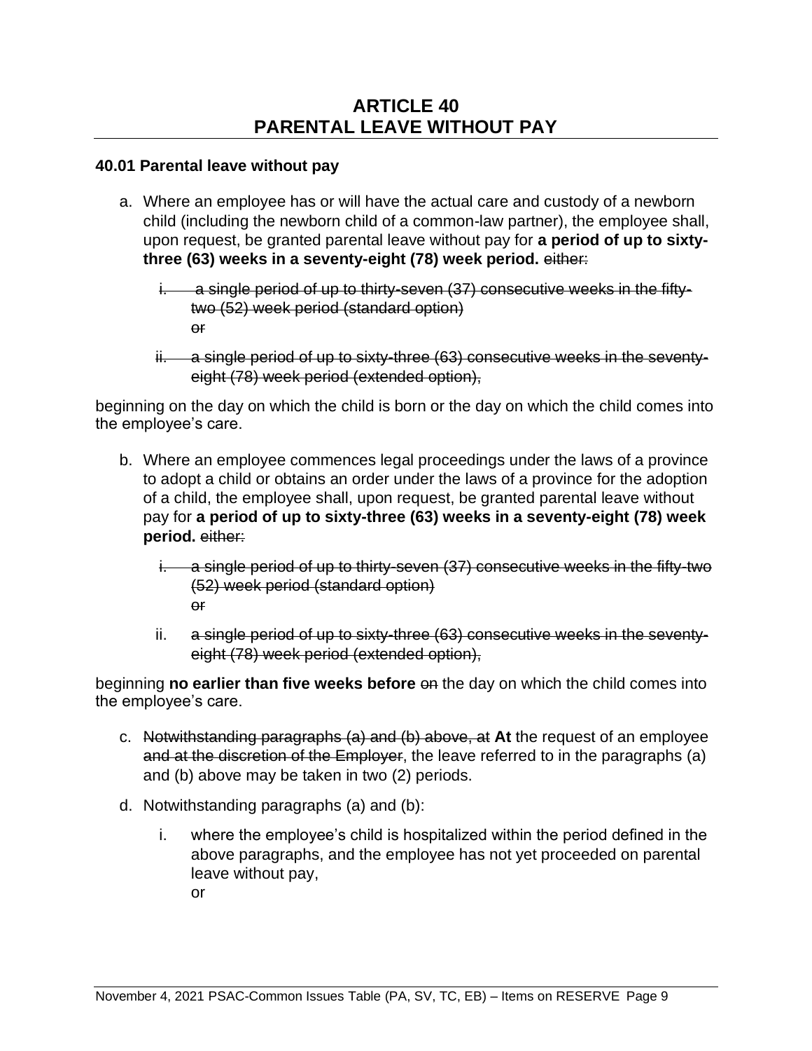## ARTICLE 40
## PARENTAL LEAVE WITHOUT PAY

**40.01 Parental leave without pay**

a. Where an employee has or will have the actual care and custody of a newborn child (including the newborn child of a common-law partner), the employee shall, upon request, be granted parental leave without pay for **a period of up to sixty-three (63) weeks in a seventy-eight (78) week period.** ~~either:~~

   i. ~~a single period of up to thirty-seven (37) consecutive weeks in the fifty-two (52) week period (standard option)~~
   ~~or~~

   ii. ~~a single period of up to sixty-three (63) consecutive weeks in the seventy-eight (78) week period (extended option),~~

beginning on the day on which the child is born or the day on which the child comes into the employee's care.

b. Where an employee commences legal proceedings under the laws of a province to adopt a child or obtains an order under the laws of a province for the adoption of a child, the employee shall, upon request, be granted parental leave without pay for **a period of up to sixty-three (63) weeks in a seventy-eight (78) week period.** ~~either:~~

   i. ~~a single period of up to thirty-seven (37) consecutive weeks in the fifty-two (52) week period (standard option)~~
   ~~or~~

   ii. ~~a single period of up to sixty-three (63) consecutive weeks in the seventy-eight (78) week period (extended option),~~

beginning **no earlier than five weeks before** ~~on~~ the day on which the child comes into the employee's care.

c. ~~Notwithstanding paragraphs (a) and (b) above, at~~ **At** the request of an employee ~~and at the discretion of the Employer~~, the leave referred to in the paragraphs (a) and (b) above may be taken in two (2) periods.

d. Notwithstanding paragraphs (a) and (b):

   i. where the employee's child is hospitalized within the period defined in the above paragraphs, and the employee has not yet proceeded on parental leave without pay,
   or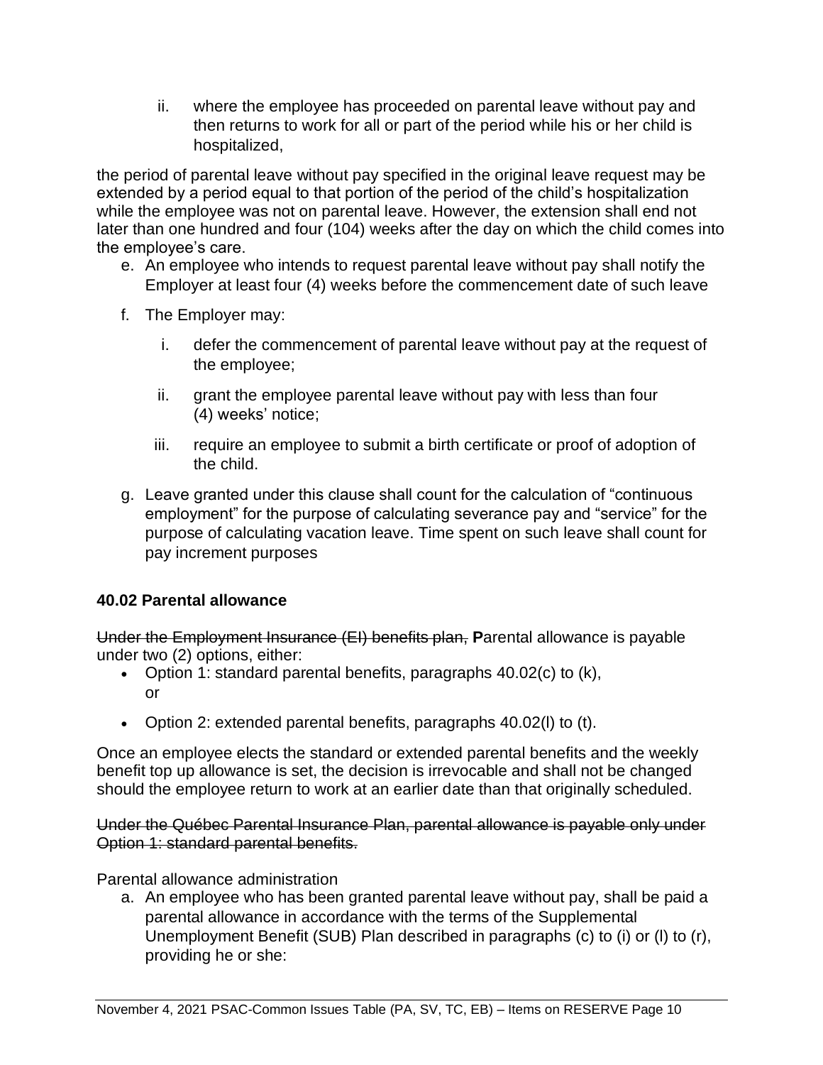ii. where the employee has proceeded on parental leave without pay and then returns to work for all or part of the period while his or her child is hospitalized,

the period of parental leave without pay specified in the original leave request may be extended by a period equal to that portion of the period of the child's hospitalization while the employee was not on parental leave. However, the extension shall end not later than one hundred and four (104) weeks after the day on which the child comes into the employee's care.

e. An employee who intends to request parental leave without pay shall notify the Employer at least four (4) weeks before the commencement date of such leave

f. The Employer may:

   i. defer the commencement of parental leave without pay at the request of the employee;

   ii. grant the employee parental leave without pay with less than four (4) weeks' notice;

   iii. require an employee to submit a birth certificate or proof of adoption of the child.

g. Leave granted under this clause shall count for the calculation of "continuous employment" for the purpose of calculating severance pay and "service" for the purpose of calculating vacation leave. Time spent on such leave shall count for pay increment purposes

### 40.02 Parental allowance

~~Under the Employment Insurance (EI) benefits plan,~~ **P**arental allowance is payable under two (2) options, either:

- Option 1: standard parental benefits, paragraphs 40.02(c) to (k), or
- Option 2: extended parental benefits, paragraphs 40.02(l) to (t).

Once an employee elects the standard or extended parental benefits and the weekly benefit top up allowance is set, the decision is irrevocable and shall not be changed should the employee return to work at an earlier date than that originally scheduled.

~~Under the Québec Parental Insurance Plan, parental allowance is payable only under Option 1: standard parental benefits.~~

Parental allowance administration

a. An employee who has been granted parental leave without pay, shall be paid a parental allowance in accordance with the terms of the Supplemental Unemployment Benefit (SUB) Plan described in paragraphs (c) to (i) or (l) to (r), providing he or she: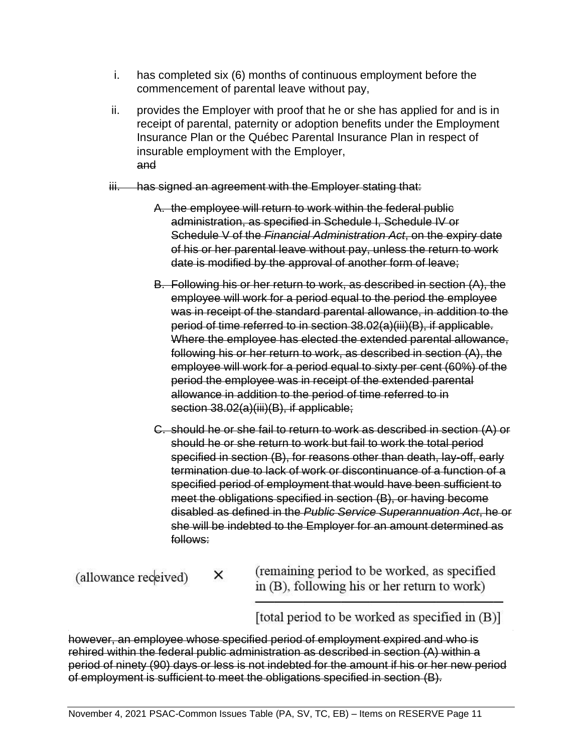i. has completed six (6) months of continuous employment before the commencement of parental leave without pay,

ii. provides the Employer with proof that he or she has applied for and is in receipt of parental, paternity or adoption benefits under the Employment Insurance Plan or the Québec Parental Insurance Plan in respect of insurable employment with the Employer,
~~and~~

~~iii. has signed an agreement with the Employer stating that:~~

~~A. the employee will return to work within the federal public administration, as specified in Schedule I, Schedule IV or Schedule V of the *Financial Administration Act*, on the expiry date of his or her parental leave without pay, unless the return to work date is modified by the approval of another form of leave;~~

~~B. Following his or her return to work, as described in section (A), the employee will work for a period equal to the period the employee was in receipt of the standard parental allowance, in addition to the period of time referred to in section 38.02(a)(iii)(B), if applicable. Where the employee has elected the extended parental allowance, following his or her return to work, as described in section (A), the employee will work for a period equal to sixty per cent (60%) of the period the employee was in receipt of the extended parental allowance in addition to the period of time referred to in section 38.02(a)(iii)(B), if applicable;~~

~~C. should he or she fail to return to work as described in section (A) or should he or she return to work but fail to work the total period specified in section (B), for reasons other than death, lay-off, early termination due to lack of work or discontinuance of a function of a specified period of employment that would have been sufficient to meet the obligations specified in section (B), or having become disabled as defined in the *Public Service Superannuation Act*, he or she will be indebted to the Employer for an amount determined as follows:~~

$$\text{(allowance received)} \times \frac{\text{(remaining period to be worked, as specified in (B), following his or her return to work)}}{\text{[total period to be worked as specified in (B)]}}$$

~~however, an employee whose specified period of employment expired and who is rehired within the federal public administration as described in section (A) within a period of ninety (90) days or less is not indebted for the amount if his or her new period of employment is sufficient to meet the obligations specified in section (B).~~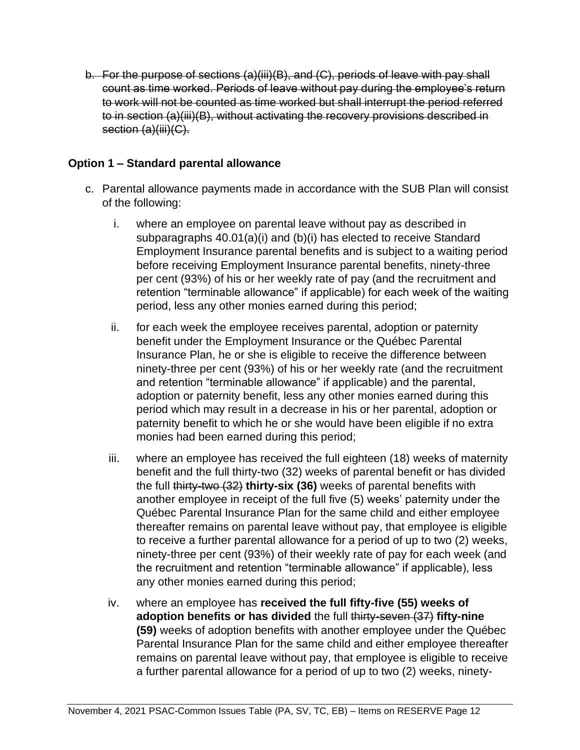b. ~~For the purpose of sections (a)(iii)(B), and (C), periods of leave with pay shall count as time worked. Periods of leave without pay during the employee's return to work will not be counted as time worked but shall interrupt the period referred to in section (a)(iii)(B), without activating the recovery provisions described in section (a)(iii)(C).~~

**Option 1 – Standard parental allowance**

c. Parental allowance payments made in accordance with the SUB Plan will consist of the following:

   i. where an employee on parental leave without pay as described in subparagraphs 40.01(a)(i) and (b)(i) has elected to receive Standard Employment Insurance parental benefits and is subject to a waiting period before receiving Employment Insurance parental benefits, ninety-three per cent (93%) of his or her weekly rate of pay (and the recruitment and retention "terminable allowance" if applicable) for each week of the waiting period, less any other monies earned during this period;

   ii. for each week the employee receives parental, adoption or paternity benefit under the Employment Insurance or the Québec Parental Insurance Plan, he or she is eligible to receive the difference between ninety-three per cent (93%) of his or her weekly rate (and the recruitment and retention "terminable allowance" if applicable) and the parental, adoption or paternity benefit, less any other monies earned during this period which may result in a decrease in his or her parental, adoption or paternity benefit to which he or she would have been eligible if no extra monies had been earned during this period;

   iii. where an employee has received the full eighteen (18) weeks of maternity benefit and the full thirty-two (32) weeks of parental benefit or has divided the full ~~thirty-two (32)~~ **thirty-six (36)** weeks of parental benefits with another employee in receipt of the full five (5) weeks' paternity under the Québec Parental Insurance Plan for the same child and either employee thereafter remains on parental leave without pay, that employee is eligible to receive a further parental allowance for a period of up to two (2) weeks, ninety-three per cent (93%) of their weekly rate of pay for each week (and the recruitment and retention "terminable allowance" if applicable), less any other monies earned during this period;

   iv. where an employee has **received the full fifty-five (55) weeks of adoption benefits or has divided** the full ~~thirty-seven (37)~~ **fifty-nine (59)** weeks of adoption benefits with another employee under the Québec Parental Insurance Plan for the same child and either employee thereafter remains on parental leave without pay, that employee is eligible to receive a further parental allowance for a period of up to two (2) weeks, ninety-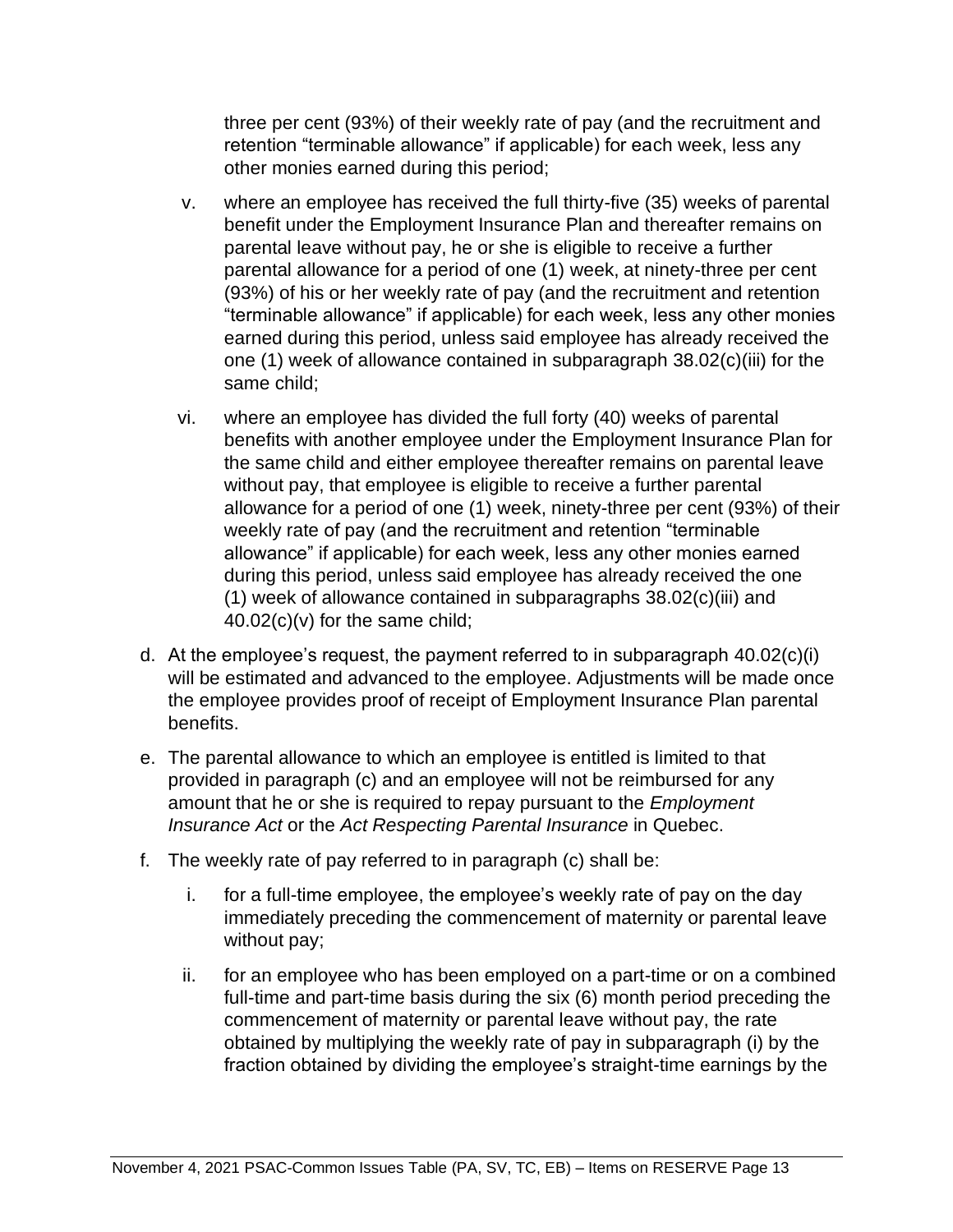three per cent (93%) of their weekly rate of pay (and the recruitment and retention "terminable allowance" if applicable) for each week, less any other monies earned during this period;

v. where an employee has received the full thirty-five (35) weeks of parental benefit under the Employment Insurance Plan and thereafter remains on parental leave without pay, he or she is eligible to receive a further parental allowance for a period of one (1) week, at ninety-three per cent (93%) of his or her weekly rate of pay (and the recruitment and retention "terminable allowance" if applicable) for each week, less any other monies earned during this period, unless said employee has already received the one (1) week of allowance contained in subparagraph 38.02(c)(iii) for the same child;

vi. where an employee has divided the full forty (40) weeks of parental benefits with another employee under the Employment Insurance Plan for the same child and either employee thereafter remains on parental leave without pay, that employee is eligible to receive a further parental allowance for a period of one (1) week, ninety-three per cent (93%) of their weekly rate of pay (and the recruitment and retention "terminable allowance" if applicable) for each week, less any other monies earned during this period, unless said employee has already received the one (1) week of allowance contained in subparagraphs 38.02(c)(iii) and 40.02(c)(v) for the same child;

d. At the employee's request, the payment referred to in subparagraph 40.02(c)(i) will be estimated and advanced to the employee. Adjustments will be made once the employee provides proof of receipt of Employment Insurance Plan parental benefits.

e. The parental allowance to which an employee is entitled is limited to that provided in paragraph (c) and an employee will not be reimbursed for any amount that he or she is required to repay pursuant to the *Employment Insurance Act* or the *Act Respecting Parental Insurance* in Quebec.

f. The weekly rate of pay referred to in paragraph (c) shall be:

   i. for a full-time employee, the employee's weekly rate of pay on the day immediately preceding the commencement of maternity or parental leave without pay;

   ii. for an employee who has been employed on a part-time or on a combined full-time and part-time basis during the six (6) month period preceding the commencement of maternity or parental leave without pay, the rate obtained by multiplying the weekly rate of pay in subparagraph (i) by the fraction obtained by dividing the employee's straight-time earnings by the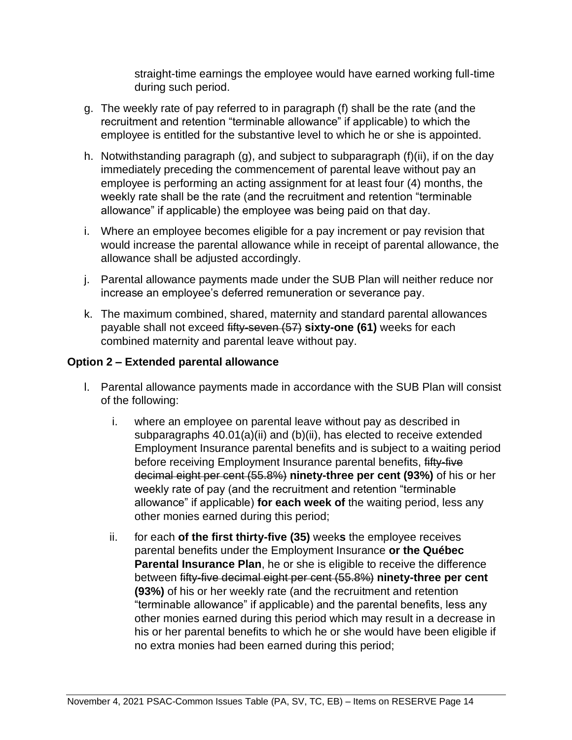straight-time earnings the employee would have earned working full-time during such period.

g. The weekly rate of pay referred to in paragraph (f) shall be the rate (and the recruitment and retention "terminable allowance" if applicable) to which the employee is entitled for the substantive level to which he or she is appointed.

h. Notwithstanding paragraph (g), and subject to subparagraph (f)(ii), if on the day immediately preceding the commencement of parental leave without pay an employee is performing an acting assignment for at least four (4) months, the weekly rate shall be the rate (and the recruitment and retention "terminable allowance" if applicable) the employee was being paid on that day.

i. Where an employee becomes eligible for a pay increment or pay revision that would increase the parental allowance while in receipt of parental allowance, the allowance shall be adjusted accordingly.

j. Parental allowance payments made under the SUB Plan will neither reduce nor increase an employee's deferred remuneration or severance pay.

k. The maximum combined, shared, maternity and standard parental allowances payable shall not exceed ~~fifty-seven (57)~~ **sixty-one (61)** weeks for each combined maternity and parental leave without pay.

**Option 2 – Extended parental allowance**

l. Parental allowance payments made in accordance with the SUB Plan will consist of the following:

   i. where an employee on parental leave without pay as described in subparagraphs 40.01(a)(ii) and (b)(ii), has elected to receive extended Employment Insurance parental benefits and is subject to a waiting period before receiving Employment Insurance parental benefits, ~~fifty-five decimal eight per cent (55.8%)~~ **ninety-three per cent (93%)** of his or her weekly rate of pay (and the recruitment and retention "terminable allowance" if applicable) **for each week of** the waiting period, less any other monies earned during this period;

   ii. for each **of the first thirty-five (35)** week**s** the employee receives parental benefits under the Employment Insurance **or the Québec Parental Insurance Plan**, he or she is eligible to receive the difference between ~~fifty-five decimal eight per cent (55.8%)~~ **ninety-three per cent (93%)** of his or her weekly rate (and the recruitment and retention "terminable allowance" if applicable) and the parental benefits, less any other monies earned during this period which may result in a decrease in his or her parental benefits to which he or she would have been eligible if no extra monies had been earned during this period;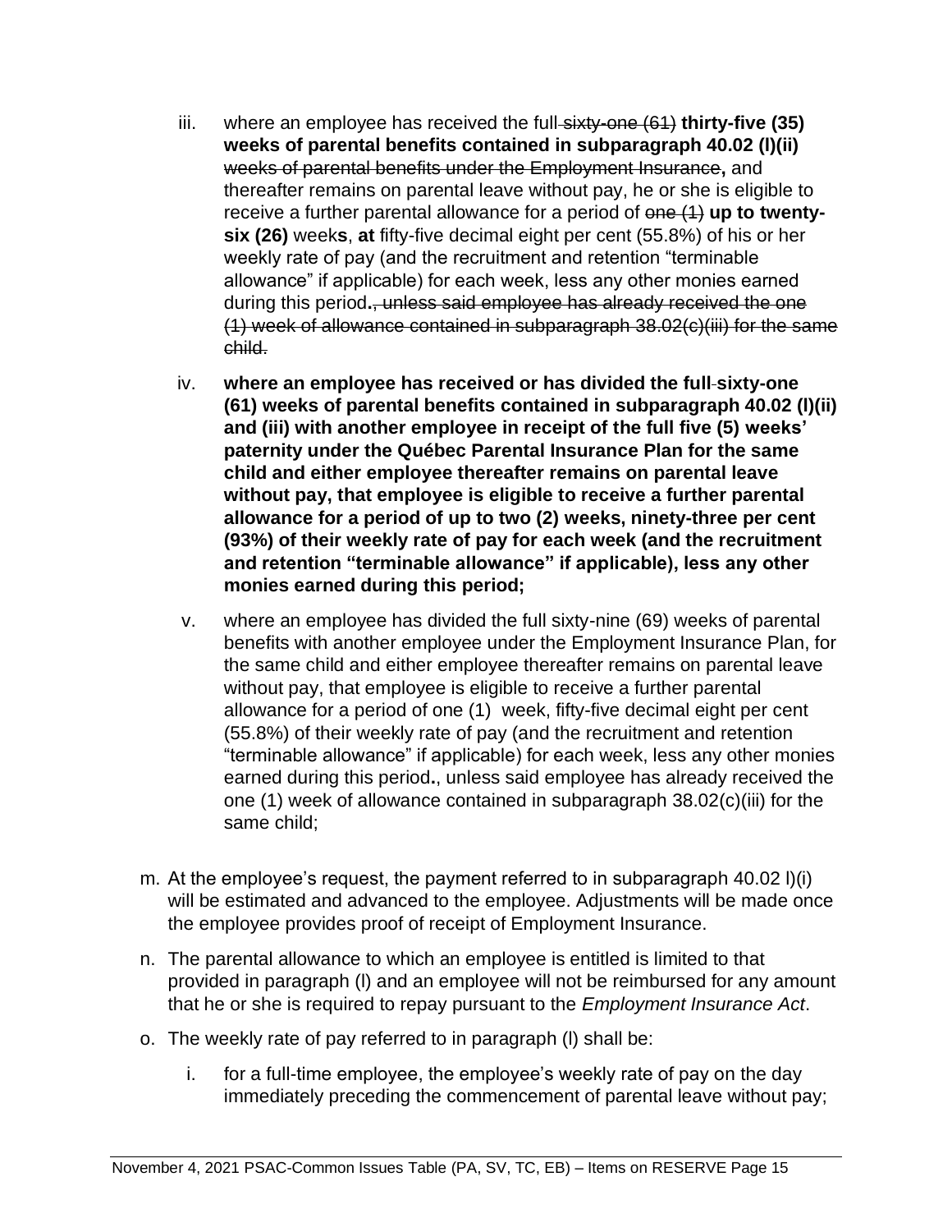iii. where an employee has received the full ~~sixty-one (61)~~ **thirty-five (35) weeks of parental benefits contained in subparagraph 40.02 (l)(ii)** ~~weeks of parental benefits under the Employment Insurance~~**,** and thereafter remains on parental leave without pay, he or she is eligible to receive a further parental allowance for a period of ~~one (1)~~ **up to twenty-six (26)** week**s**, **at** fifty-five decimal eight per cent (55.8%) of his or her weekly rate of pay (and the recruitment and retention "terminable allowance" if applicable) for each week, less any other monies earned during this period**.**~~, unless said employee has already received the one (1) week of allowance contained in subparagraph 38.02(c)(iii) for the same child.~~

iv. **where an employee has received or has divided the full sixty-one (61) weeks of parental benefits contained in subparagraph 40.02 (l)(ii) and (iii) with another employee in receipt of the full five (5) weeks' paternity under the Québec Parental Insurance Plan for the same child and either employee thereafter remains on parental leave without pay, that employee is eligible to receive a further parental allowance for a period of up to two (2) weeks, ninety-three per cent (93%) of their weekly rate of pay for each week (and the recruitment and retention "terminable allowance" if applicable), less any other monies earned during this period;**

v. where an employee has divided the full sixty-nine (69) weeks of parental benefits with another employee under the Employment Insurance Plan, for the same child and either employee thereafter remains on parental leave without pay, that employee is eligible to receive a further parental allowance for a period of one (1) week, fifty-five decimal eight per cent (55.8%) of their weekly rate of pay (and the recruitment and retention "terminable allowance" if applicable) for each week, less any other monies earned during this period**.**, unless said employee has already received the one (1) week of allowance contained in subparagraph 38.02(c)(iii) for the same child;

m. At the employee's request, the payment referred to in subparagraph 40.02 l)(i) will be estimated and advanced to the employee. Adjustments will be made once the employee provides proof of receipt of Employment Insurance.

n. The parental allowance to which an employee is entitled is limited to that provided in paragraph (l) and an employee will not be reimbursed for any amount that he or she is required to repay pursuant to the *Employment Insurance Act*.

o. The weekly rate of pay referred to in paragraph (l) shall be:

   i. for a full-time employee, the employee's weekly rate of pay on the day immediately preceding the commencement of parental leave without pay;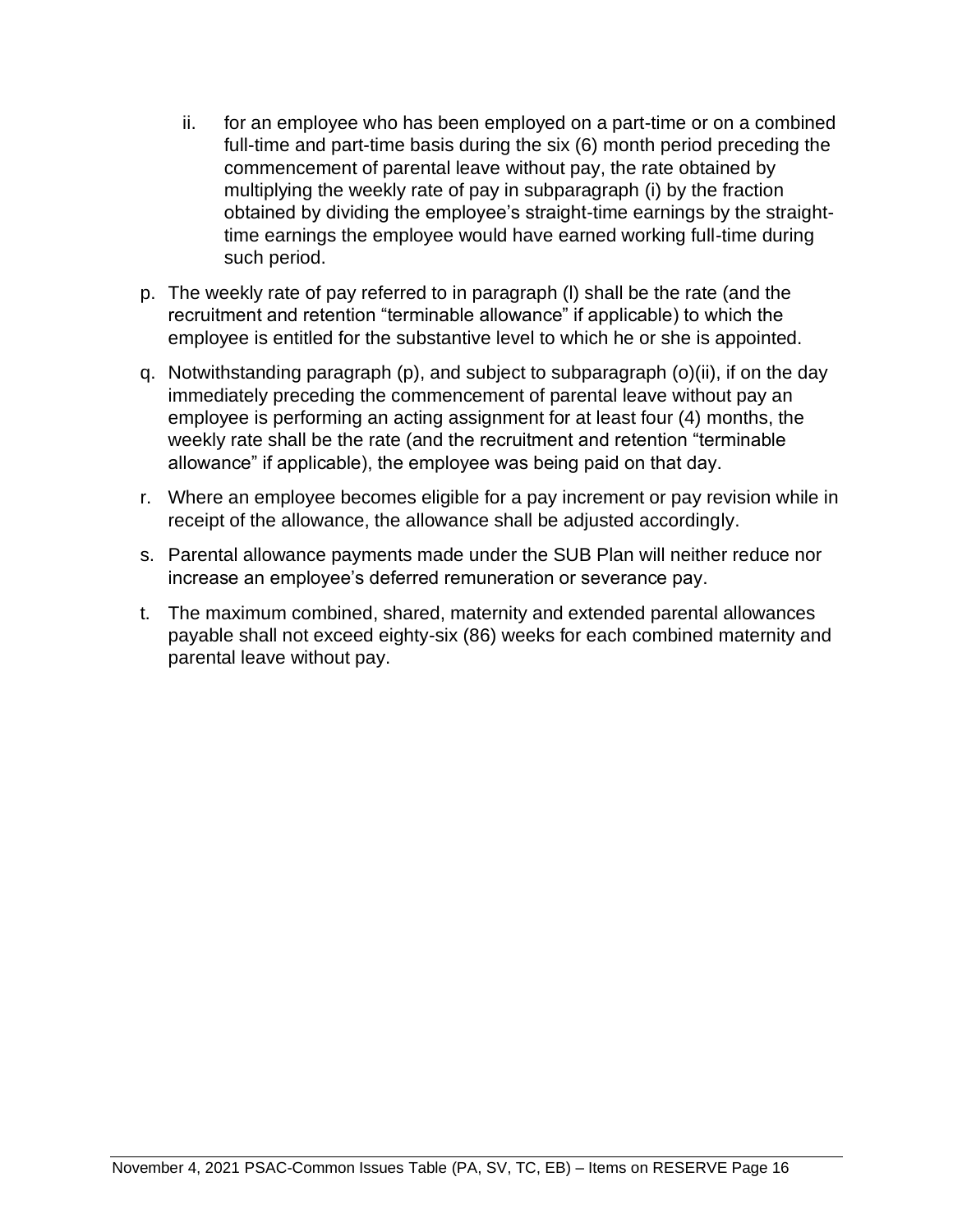ii. for an employee who has been employed on a part-time or on a combined full-time and part-time basis during the six (6) month period preceding the commencement of parental leave without pay, the rate obtained by multiplying the weekly rate of pay in subparagraph (i) by the fraction obtained by dividing the employee's straight-time earnings by the straight-time earnings the employee would have earned working full-time during such period.

p. The weekly rate of pay referred to in paragraph (l) shall be the rate (and the recruitment and retention "terminable allowance" if applicable) to which the employee is entitled for the substantive level to which he or she is appointed.

q. Notwithstanding paragraph (p), and subject to subparagraph (o)(ii), if on the day immediately preceding the commencement of parental leave without pay an employee is performing an acting assignment for at least four (4) months, the weekly rate shall be the rate (and the recruitment and retention "terminable allowance" if applicable), the employee was being paid on that day.

r. Where an employee becomes eligible for a pay increment or pay revision while in receipt of the allowance, the allowance shall be adjusted accordingly.

s. Parental allowance payments made under the SUB Plan will neither reduce nor increase an employee's deferred remuneration or severance pay.

t. The maximum combined, shared, maternity and extended parental allowances payable shall not exceed eighty-six (86) weeks for each combined maternity and parental leave without pay.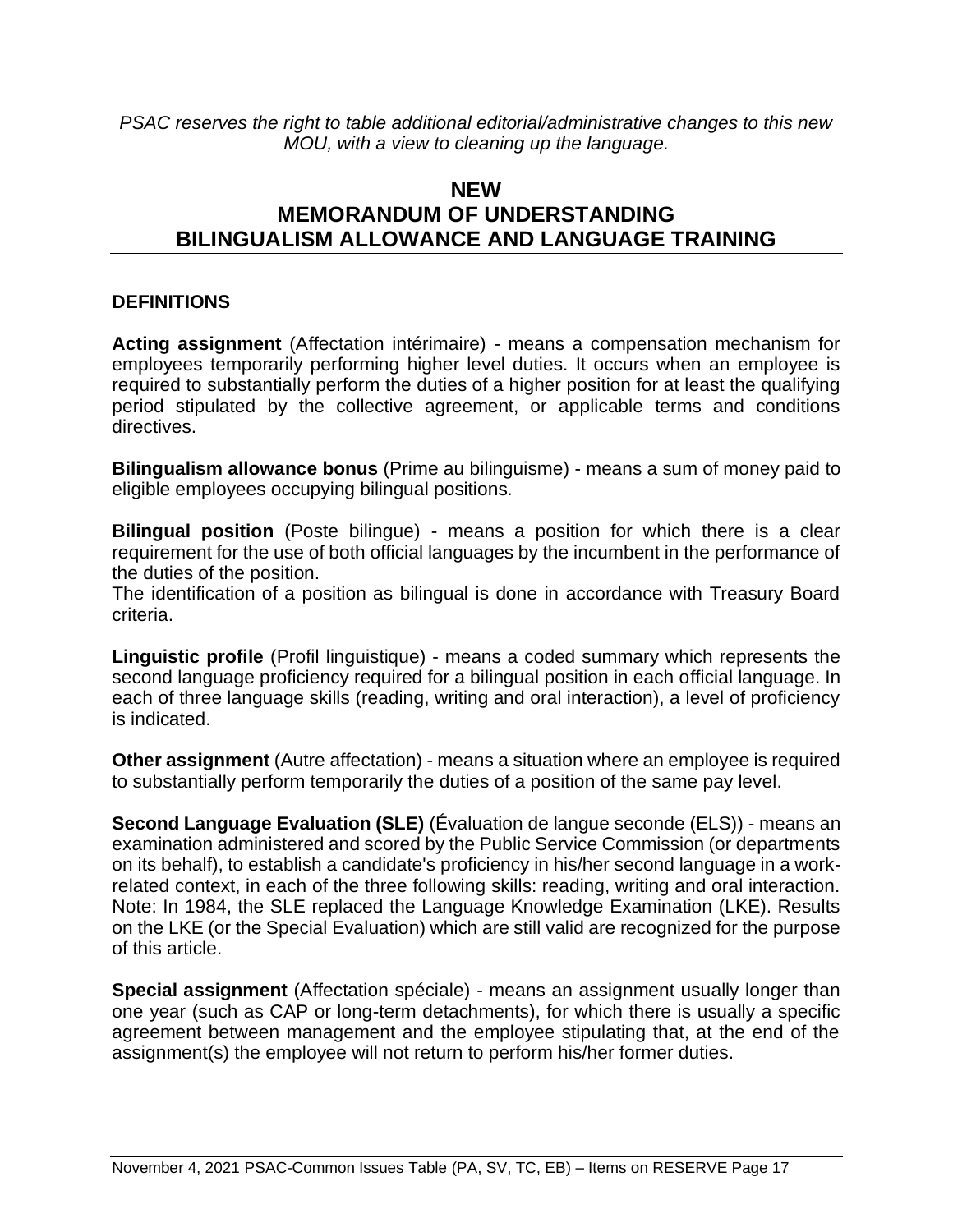*PSAC reserves the right to table additional editorial/administrative changes to this new MOU, with a view to cleaning up the language.*

# NEW
# MEMORANDUM OF UNDERSTANDING
# BILINGUALISM ALLOWANCE AND LANGUAGE TRAINING

## DEFINITIONS

**Acting assignment** (Affectation intérimaire) - means a compensation mechanism for employees temporarily performing higher level duties. It occurs when an employee is required to substantially perform the duties of a higher position for at least the qualifying period stipulated by the collective agreement, or applicable terms and conditions directives.

**Bilingualism allowance ~~bonus~~** (Prime au bilinguisme) - means a sum of money paid to eligible employees occupying bilingual positions.

**Bilingual position** (Poste bilingue) - means a position for which there is a clear requirement for the use of both official languages by the incumbent in the performance of the duties of the position.
The identification of a position as bilingual is done in accordance with Treasury Board criteria.

**Linguistic profile** (Profil linguistique) - means a coded summary which represents the second language proficiency required for a bilingual position in each official language. In each of three language skills (reading, writing and oral interaction), a level of proficiency is indicated.

**Other assignment** (Autre affectation) - means a situation where an employee is required to substantially perform temporarily the duties of a position of the same pay level.

**Second Language Evaluation (SLE)** (Évaluation de langue seconde (ELS)) - means an examination administered and scored by the Public Service Commission (or departments on its behalf), to establish a candidate's proficiency in his/her second language in a work-related context, in each of the three following skills: reading, writing and oral interaction. Note: In 1984, the SLE replaced the Language Knowledge Examination (LKE). Results on the LKE (or the Special Evaluation) which are still valid are recognized for the purpose of this article.

**Special assignment** (Affectation spéciale) - means an assignment usually longer than one year (such as CAP or long-term detachments), for which there is usually a specific agreement between management and the employee stipulating that, at the end of the assignment(s) the employee will not return to perform his/her former duties.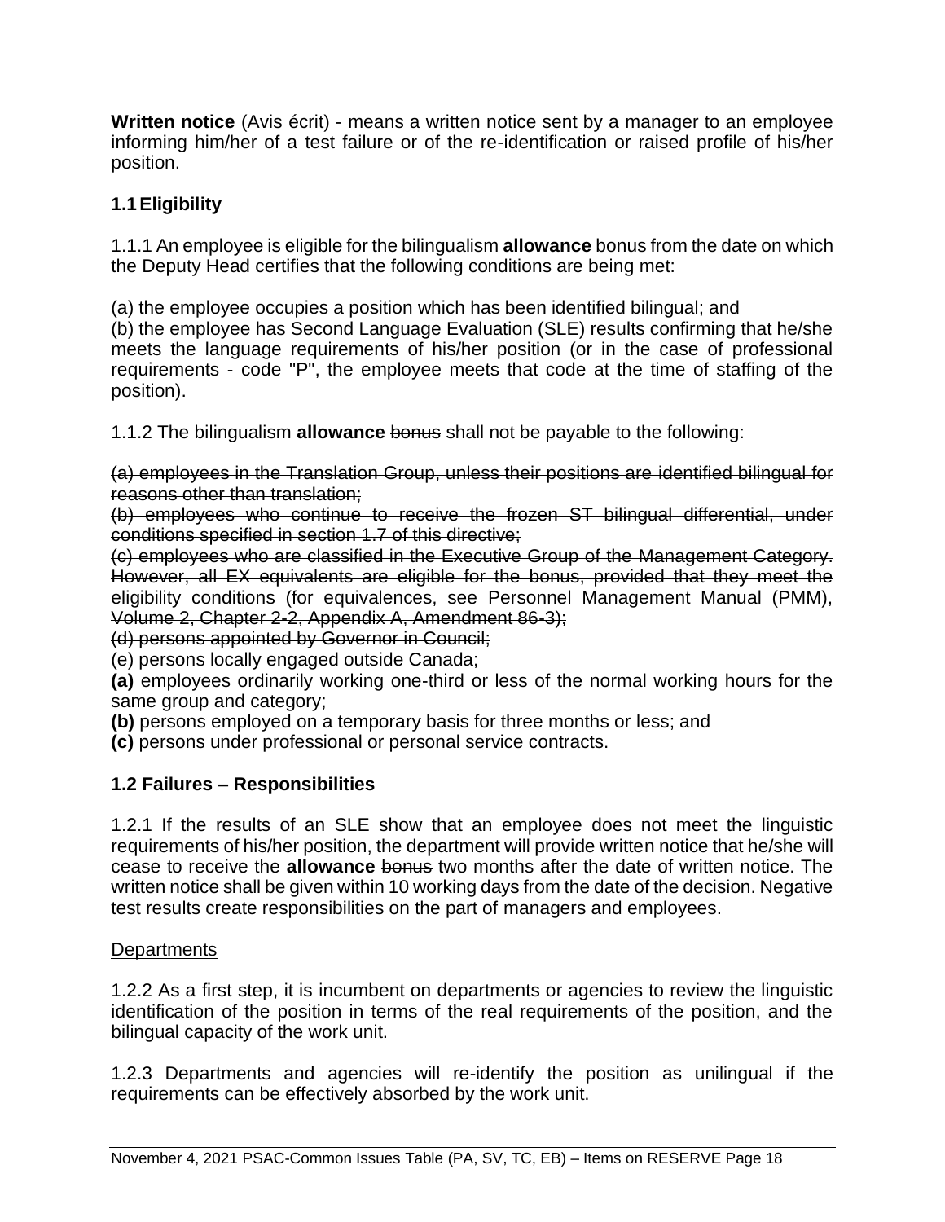**Written notice** (Avis écrit) - means a written notice sent by a manager to an employee informing him/her of a test failure or of the re-identification or raised profile of his/her position.

### 1.1 Eligibility

1.1.1 An employee is eligible for the bilingualism **allowance** ~~bonus~~ from the date on which the Deputy Head certifies that the following conditions are being met:

(a) the employee occupies a position which has been identified bilingual; and

(b) the employee has Second Language Evaluation (SLE) results confirming that he/she meets the language requirements of his/her position (or in the case of professional requirements - code "P", the employee meets that code at the time of staffing of the position).

1.1.2 The bilingualism **allowance** ~~bonus~~ shall not be payable to the following:

~~(a) employees in the Translation Group, unless their positions are identified bilingual for reasons other than translation;~~

~~(b) employees who continue to receive the frozen ST bilingual differential, under conditions specified in section 1.7 of this directive;~~

~~(c) employees who are classified in the Executive Group of the Management Category. However, all EX equivalents are eligible for the bonus, provided that they meet the eligibility conditions (for equivalences, see Personnel Management Manual (PMM), Volume 2, Chapter 2-2, Appendix A, Amendment 86-3);~~

~~(d) persons appointed by Governor in Council;~~

~~(e) persons locally engaged outside Canada;~~

**(a)** employees ordinarily working one-third or less of the normal working hours for the same group and category;

**(b)** persons employed on a temporary basis for three months or less; and

**(c)** persons under professional or personal service contracts.

### 1.2 Failures – Responsibilities

1.2.1 If the results of an SLE show that an employee does not meet the linguistic requirements of his/her position, the department will provide written notice that he/she will cease to receive the **allowance** ~~bonus~~ two months after the date of written notice. The written notice shall be given within 10 working days from the date of the decision. Negative test results create responsibilities on the part of managers and employees.

<u>Departments</u>

1.2.2 As a first step, it is incumbent on departments or agencies to review the linguistic identification of the position in terms of the real requirements of the position, and the bilingual capacity of the work unit.

1.2.3 Departments and agencies will re-identify the position as unilingual if the requirements can be effectively absorbed by the work unit.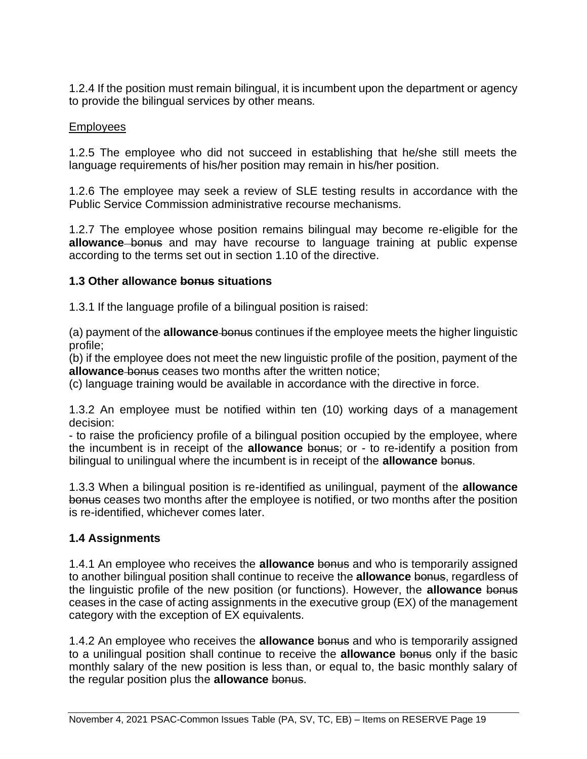1.2.4 If the position must remain bilingual, it is incumbent upon the department or agency to provide the bilingual services by other means.

<u>Employees</u>

1.2.5 The employee who did not succeed in establishing that he/she still meets the language requirements of his/her position may remain in his/her position.

1.2.6 The employee may seek a review of SLE testing results in accordance with the Public Service Commission administrative recourse mechanisms.

1.2.7 The employee whose position remains bilingual may become re-eligible for the **allowance** ~~bonus~~ and may have recourse to language training at public expense according to the terms set out in section 1.10 of the directive.

### 1.3 Other allowance ~~bonus~~ situations

1.3.1 If the language profile of a bilingual position is raised:

(a) payment of the **allowance** ~~bonus~~ continues if the employee meets the higher linguistic profile;
(b) if the employee does not meet the new linguistic profile of the position, payment of the **allowance** ~~bonus~~ ceases two months after the written notice;
(c) language training would be available in accordance with the directive in force.

1.3.2 An employee must be notified within ten (10) working days of a management decision:
- to raise the proficiency profile of a bilingual position occupied by the employee, where the incumbent is in receipt of the **allowance** ~~bonus~~; or - to re-identify a position from bilingual to unilingual where the incumbent is in receipt of the **allowance** ~~bonus~~.

1.3.3 When a bilingual position is re-identified as unilingual, payment of the **allowance** ~~bonus~~ ceases two months after the employee is notified, or two months after the position is re-identified, whichever comes later.

### 1.4 Assignments

1.4.1 An employee who receives the **allowance** ~~bonus~~ and who is temporarily assigned to another bilingual position shall continue to receive the **allowance** ~~bonus~~, regardless of the linguistic profile of the new position (or functions). However, the **allowance** ~~bonus~~ ceases in the case of acting assignments in the executive group (EX) of the management category with the exception of EX equivalents.

1.4.2 An employee who receives the **allowance** ~~bonus~~ and who is temporarily assigned to a unilingual position shall continue to receive the **allowance** ~~bonus~~ only if the basic monthly salary of the new position is less than, or equal to, the basic monthly salary of the regular position plus the **allowance** ~~bonus~~.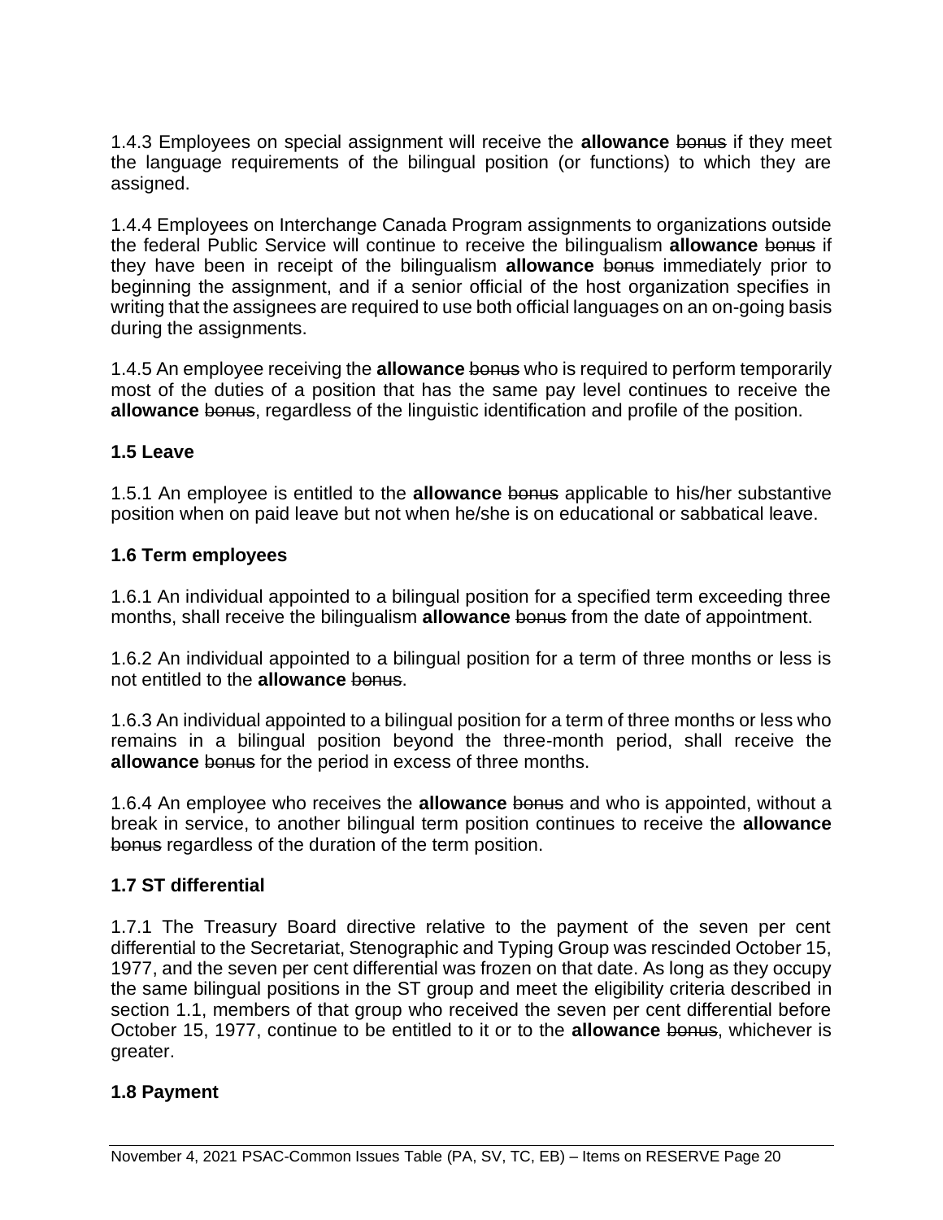1.4.3 Employees on special assignment will receive the **allowance** ~~bonus~~ if they meet the language requirements of the bilingual position (or functions) to which they are assigned.

1.4.4 Employees on Interchange Canada Program assignments to organizations outside the federal Public Service will continue to receive the bilingualism **allowance** ~~bonus~~ if they have been in receipt of the bilingualism **allowance** ~~bonus~~ immediately prior to beginning the assignment, and if a senior official of the host organization specifies in writing that the assignees are required to use both official languages on an on-going basis during the assignments.

1.4.5 An employee receiving the **allowance** ~~bonus~~ who is required to perform temporarily most of the duties of a position that has the same pay level continues to receive the **allowance** ~~bonus~~, regardless of the linguistic identification and profile of the position.

### 1.5 Leave

1.5.1 An employee is entitled to the **allowance** ~~bonus~~ applicable to his/her substantive position when on paid leave but not when he/she is on educational or sabbatical leave.

### 1.6 Term employees

1.6.1 An individual appointed to a bilingual position for a specified term exceeding three months, shall receive the bilingualism **allowance** ~~bonus~~ from the date of appointment.

1.6.2 An individual appointed to a bilingual position for a term of three months or less is not entitled to the **allowance** ~~bonus~~.

1.6.3 An individual appointed to a bilingual position for a term of three months or less who remains in a bilingual position beyond the three-month period, shall receive the **allowance** ~~bonus~~ for the period in excess of three months.

1.6.4 An employee who receives the **allowance** ~~bonus~~ and who is appointed, without a break in service, to another bilingual term position continues to receive the **allowance** ~~bonus~~ regardless of the duration of the term position.

### 1.7 ST differential

1.7.1 The Treasury Board directive relative to the payment of the seven per cent differential to the Secretariat, Stenographic and Typing Group was rescinded October 15, 1977, and the seven per cent differential was frozen on that date. As long as they occupy the same bilingual positions in the ST group and meet the eligibility criteria described in section 1.1, members of that group who received the seven per cent differential before October 15, 1977, continue to be entitled to it or to the **allowance** ~~bonus~~, whichever is greater.

### 1.8 Payment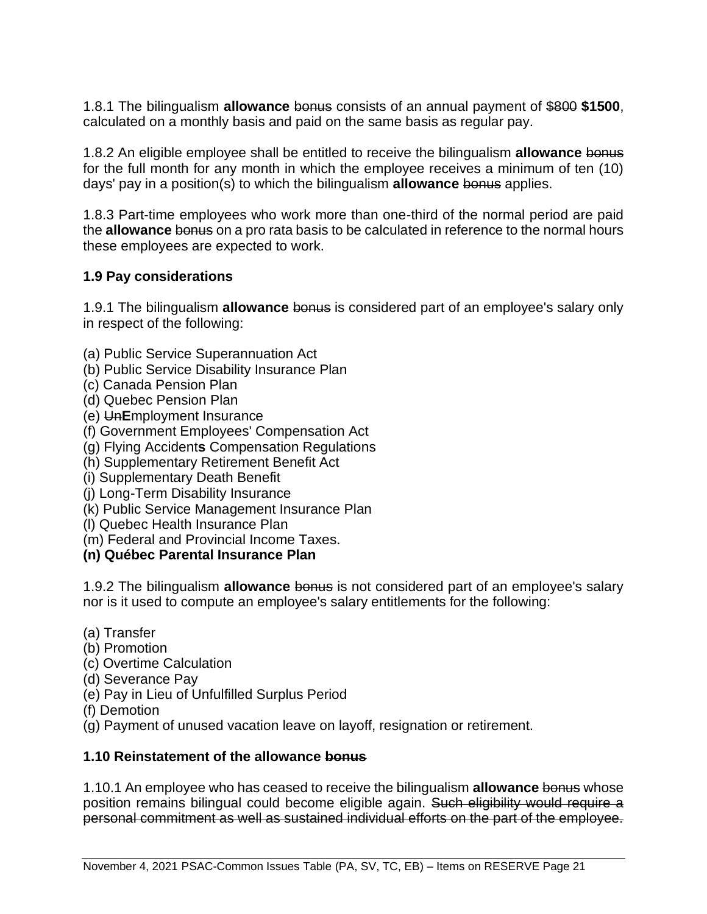1.8.1 The bilingualism **allowance** ~~bonus~~ consists of an annual payment of ~~$800~~ **$1500**, calculated on a monthly basis and paid on the same basis as regular pay.

1.8.2 An eligible employee shall be entitled to receive the bilingualism **allowance** ~~bonus~~ for the full month for any month in which the employee receives a minimum of ten (10) days' pay in a position(s) to which the bilingualism **allowance** ~~bonus~~ applies.

1.8.3 Part-time employees who work more than one-third of the normal period are paid the **allowance** ~~bonus~~ on a pro rata basis to be calculated in reference to the normal hours these employees are expected to work.

### 1.9 Pay considerations

1.9.1 The bilingualism **allowance** ~~bonus~~ is considered part of an employee's salary only in respect of the following:

(a) Public Service Superannuation Act
(b) Public Service Disability Insurance Plan
(c) Canada Pension Plan
(d) Quebec Pension Plan
(e) ~~Un~~**E**mployment Insurance
(f) Government Employees' Compensation Act
(g) Flying Accident**s** Compensation Regulations
(h) Supplementary Retirement Benefit Act
(i) Supplementary Death Benefit
(j) Long-Term Disability Insurance
(k) Public Service Management Insurance Plan
(l) Quebec Health Insurance Plan
(m) Federal and Provincial Income Taxes.
**(n) Québec Parental Insurance Plan**

1.9.2 The bilingualism **allowance** ~~bonus~~ is not considered part of an employee's salary nor is it used to compute an employee's salary entitlements for the following:

(a) Transfer
(b) Promotion
(c) Overtime Calculation
(d) Severance Pay
(e) Pay in Lieu of Unfulfilled Surplus Period
(f) Demotion
(g) Payment of unused vacation leave on layoff, resignation or retirement.

### 1.10 Reinstatement of the allowance ~~bonus~~

1.10.1 An employee who has ceased to receive the bilingualism **allowance** ~~bonus~~ whose position remains bilingual could become eligible again. ~~Such eligibility would require a personal commitment as well as sustained individual efforts on the part of the employee.~~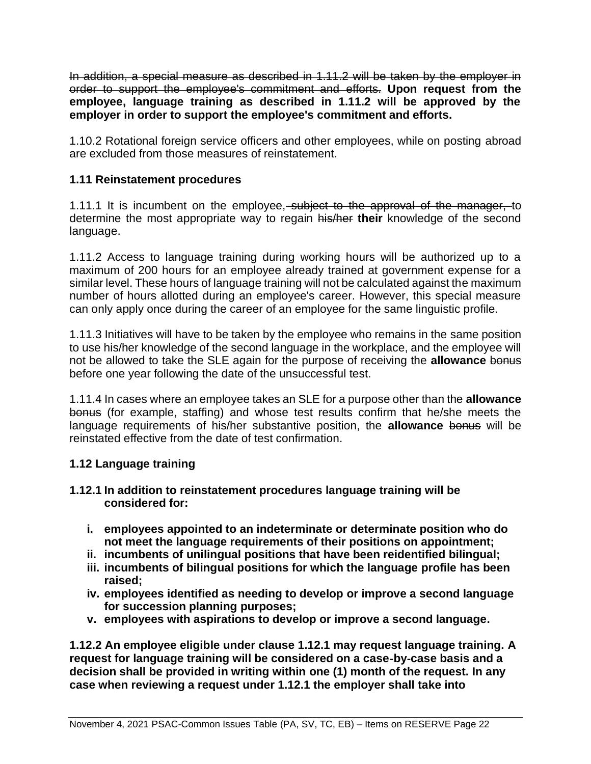~~In addition, a special measure as described in 1.11.2 will be taken by the employer in order to support the employee's commitment and efforts.~~ **Upon request from the employee, language training as described in 1.11.2 will be approved by the employer in order to support the employee's commitment and efforts.**

1.10.2 Rotational foreign service officers and other employees, while on posting abroad are excluded from those measures of reinstatement.

### 1.11 Reinstatement procedures

1.11.1 It is incumbent on the employee, ~~subject to the approval of the manager,~~ to determine the most appropriate way to regain ~~his/her~~ **their** knowledge of the second language.

1.11.2 Access to language training during working hours will be authorized up to a maximum of 200 hours for an employee already trained at government expense for a similar level. These hours of language training will not be calculated against the maximum number of hours allotted during an employee's career. However, this special measure can only apply once during the career of an employee for the same linguistic profile.

1.11.3 Initiatives will have to be taken by the employee who remains in the same position to use his/her knowledge of the second language in the workplace, and the employee will not be allowed to take the SLE again for the purpose of receiving the **allowance** ~~bonus~~ before one year following the date of the unsuccessful test.

1.11.4 In cases where an employee takes an SLE for a purpose other than the **allowance** ~~bonus~~ (for example, staffing) and whose test results confirm that he/she meets the language requirements of his/her substantive position, the **allowance** ~~bonus~~ will be reinstated effective from the date of test confirmation.

### 1.12 Language training

**1.12.1 In addition to reinstatement procedures language training will be considered for:**

- **i. employees appointed to an indeterminate or determinate position who do not meet the language requirements of their positions on appointment;**
- **ii. incumbents of unilingual positions that have been reidentified bilingual;**
- **iii. incumbents of bilingual positions for which the language profile has been raised;**
- **iv. employees identified as needing to develop or improve a second language for succession planning purposes;**
- **v. employees with aspirations to develop or improve a second language.**

**1.12.2 An employee eligible under clause 1.12.1 may request language training. A request for language training will be considered on a case-by-case basis and a decision shall be provided in writing within one (1) month of the request. In any case when reviewing a request under 1.12.1 the employer shall take into**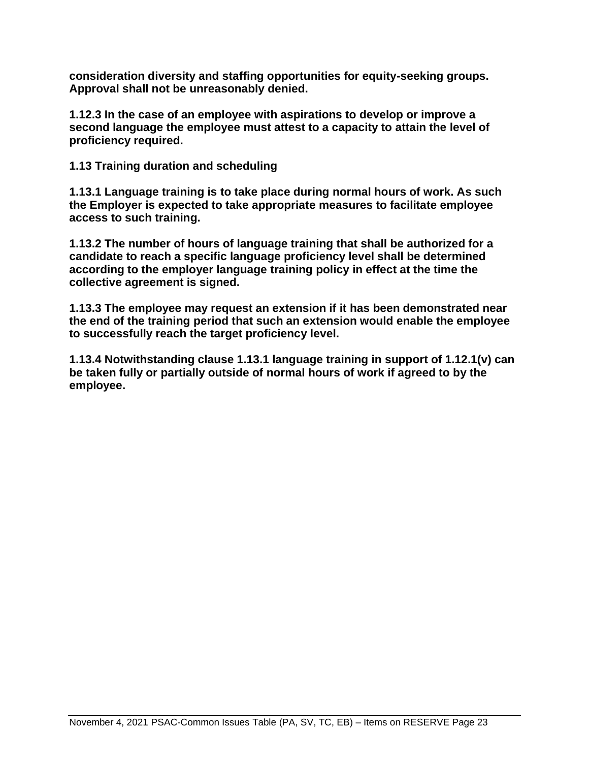**consideration diversity and staffing opportunities for equity-seeking groups. Approval shall not be unreasonably denied.**

**1.12.3 In the case of an employee with aspirations to develop or improve a second language the employee must attest to a capacity to attain the level of proficiency required.**

**1.13 Training duration and scheduling**

**1.13.1 Language training is to take place during normal hours of work. As such the Employer is expected to take appropriate measures to facilitate employee access to such training.**

**1.13.2 The number of hours of language training that shall be authorized for a candidate to reach a specific language proficiency level shall be determined according to the employer language training policy in effect at the time the collective agreement is signed.**

**1.13.3 The employee may request an extension if it has been demonstrated near the end of the training period that such an extension would enable the employee to successfully reach the target proficiency level.**

**1.13.4 Notwithstanding clause 1.13.1 language training in support of 1.12.1(v) can be taken fully or partially outside of normal hours of work if agreed to by the employee.**